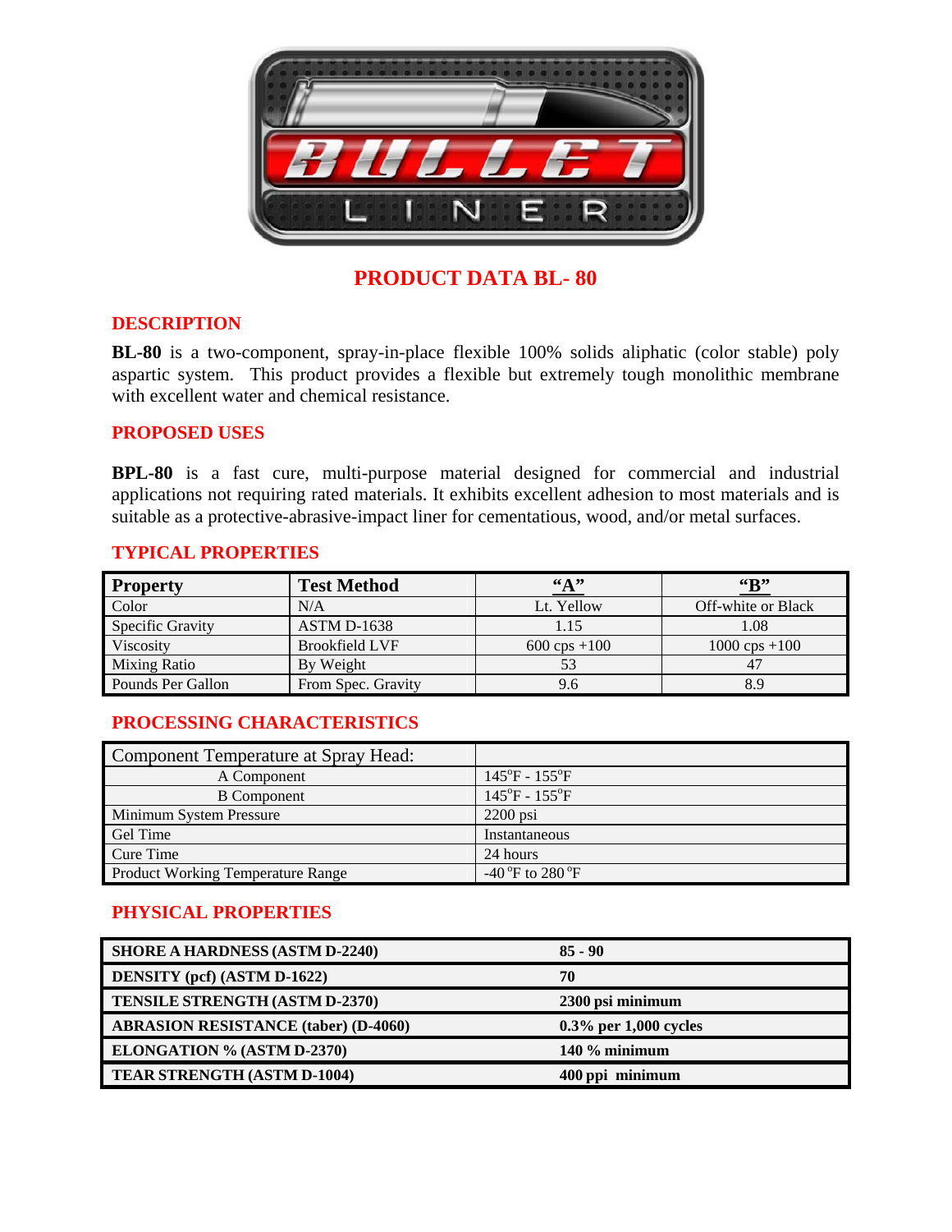# PRODUCT DATA BL- 80

## DESCRIPTION

**BL-80** is a two-component, spray-in-place flexible 100% solids aliphatic (color stable) poly aspartic system. This product provides a flexible but extremely tough monolithic membrane with excellent water and chemical resistance.

## PROPOSED USES

**BPL-80** is a fast cure, multi-purpose material designed for commercial and industrial applications not requiring rated materials. It exhibits excellent adhesion to most materials and is suitable as a protective-abrasive-impact liner for cementatious, wood, and/or metal surfaces.

## TYPICAL PROPERTIES

| Property | Test Method | "A" | "B" |
|---|---|---|---|
| Color | N/A | Lt. Yellow | Off-white or Black |
| Specific Gravity | ASTM D-1638 | 1.15 | 1.08 |
| Viscosity | Brookfield LVF | 600 cps +100 | 1000 cps +100 |
| Mixing Ratio | By Weight | 53 | 47 |
| Pounds Per Gallon | From Spec. Gravity | 9.6 | 8.9 |

## PROCESSING CHARACTERISTICS

| Component Temperature at Spray Head: | |
|---|---|
| A Component | 145°F - 155°F |
| B Component | 145°F - 155°F |
| Minimum System Pressure | 2200 psi |
| Gel Time | Instantaneous |
| Cure Time | 24 hours |
| Product Working Temperature Range | -40 °F to 280 °F |

## PHYSICAL PROPERTIES

| | |
|---|---|
| **SHORE A HARDNESS (ASTM D-2240)** | **85 - 90** |
| **DENSITY (pcf) (ASTM D-1622)** | **70** |
| **TENSILE STRENGTH (ASTM D-2370)** | **2300 psi minimum** |
| **ABRASION RESISTANCE (taber) (D-4060)** | **0.3% per 1,000 cycles** |
| **ELONGATION % (ASTM D-2370)** | **140 % minimum** |
| **TEAR STRENGTH (ASTM D-1004)** | **400 ppi minimum** |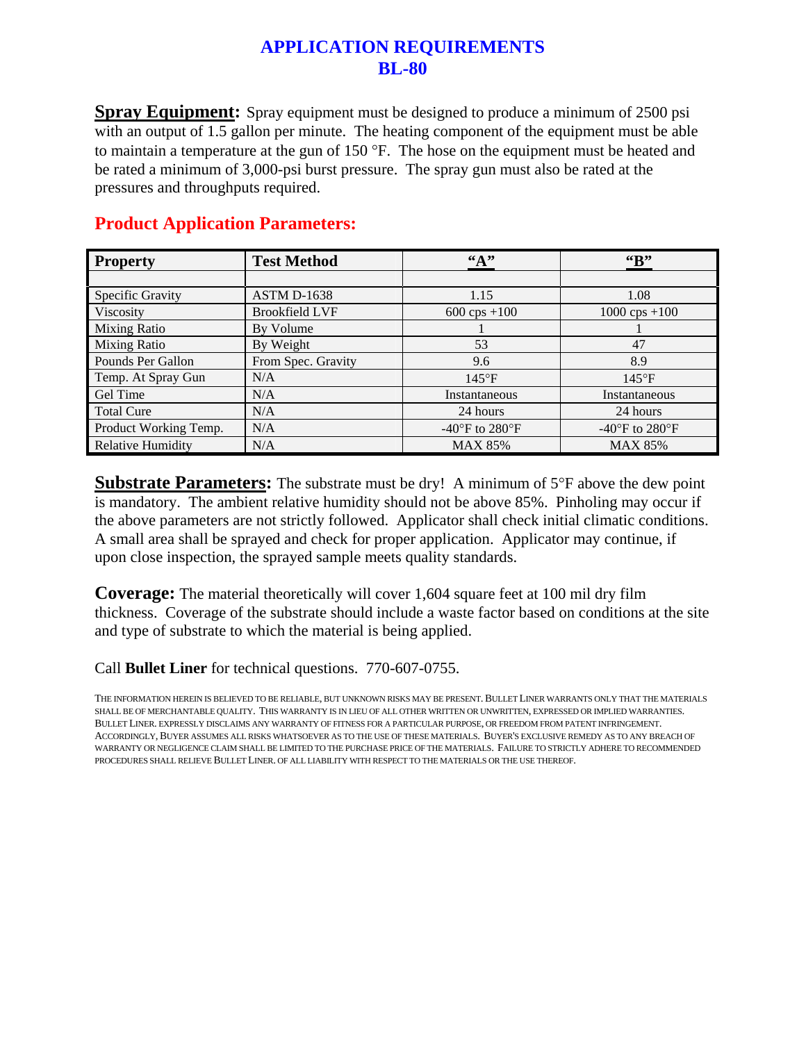# APPLICATION REQUIREMENTS
# BL-80

**Spray Equipment:** Spray equipment must be designed to produce a minimum of 2500 psi with an output of 1.5 gallon per minute. The heating component of the equipment must be able to maintain a temperature at the gun of 150 °F. The hose on the equipment must be heated and be rated a minimum of 3,000-psi burst pressure. The spray gun must also be rated at the pressures and throughputs required.

## Product Application Parameters:

| Property | Test Method | "A" | "B" |
|---|---|---|---|
| | | | |
| Specific Gravity | ASTM D-1638 | 1.15 | 1.08 |
| Viscosity | Brookfield LVF | 600 cps +100 | 1000 cps +100 |
| Mixing Ratio | By Volume | 1 | 1 |
| Mixing Ratio | By Weight | 53 | 47 |
| Pounds Per Gallon | From Spec. Gravity | 9.6 | 8.9 |
| Temp. At Spray Gun | N/A | 145°F | 145°F |
| Gel Time | N/A | Instantaneous | Instantaneous |
| Total Cure | N/A | 24 hours | 24 hours |
| Product Working Temp. | N/A | -40°F to 280°F | -40°F to 280°F |
| Relative Humidity | N/A | MAX 85% | MAX 85% |

**Substrate Parameters:** The substrate must be dry! A minimum of 5°F above the dew point is mandatory. The ambient relative humidity should not be above 85%. Pinholing may occur if the above parameters are not strictly followed. Applicator shall check initial climatic conditions. A small area shall be sprayed and check for proper application. Applicator may continue, if upon close inspection, the sprayed sample meets quality standards.

**Coverage:** The material theoretically will cover 1,604 square feet at 100 mil dry film thickness. Coverage of the substrate should include a waste factor based on conditions at the site and type of substrate to which the material is being applied.

Call **Bullet Liner** for technical questions. 770-607-0755.

THE INFORMATION HEREIN IS BELIEVED TO BE RELIABLE, BUT UNKNOWN RISKS MAY BE PRESENT. BULLET LINER WARRANTS ONLY THAT THE MATERIALS SHALL BE OF MERCHANTABLE QUALITY. THIS WARRANTY IS IN LIEU OF ALL OTHER WRITTEN OR UNWRITTEN, EXPRESSED OR IMPLIED WARRANTIES. BULLET LINER. EXPRESSLY DISCLAIMS ANY WARRANTY OF FITNESS FOR A PARTICULAR PURPOSE, OR FREEDOM FROM PATENT INFRINGEMENT. ACCORDINGLY, BUYER ASSUMES ALL RISKS WHATSOEVER AS TO THE USE OF THESE MATERIALS. BUYER'S EXCLUSIVE REMEDY AS TO ANY BREACH OF WARRANTY OR NEGLIGENCE CLAIM SHALL BE LIMITED TO THE PURCHASE PRICE OF THE MATERIALS. FAILURE TO STRICTLY ADHERE TO RECOMMENDED PROCEDURES SHALL RELIEVE BULLET LINER. OF ALL LIABILITY WITH RESPECT TO THE MATERIALS OR THE USE THEREOF.